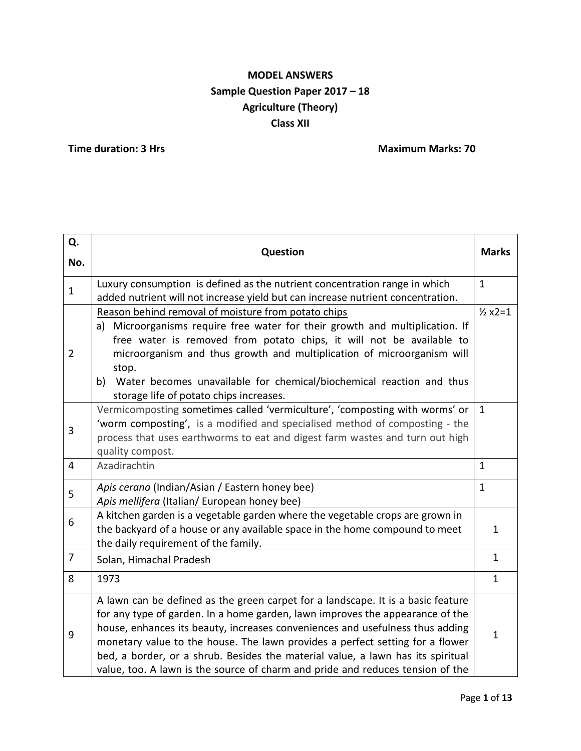**MODEL ANSWERS**
**Sample Question Paper 2017 – 18**
**Agriculture (Theory)**
**Class XII**

**Time duration: 3 Hrs** **Maximum Marks: 70**

| Q. No. | Question | Marks |
|---|---|---|
| 1 | Luxury consumption is defined as the nutrient concentration range in which added nutrient will not increase yield but can increase nutrient concentration. | 1 |
| 2 | <u>Reason behind removal of moisture from potato chips</u><br>a) Microorganisms require free water for their growth and multiplication. If free water is removed from potato chips, it will not be available to microorganism and thus growth and multiplication of microorganism will stop.<br>b) Water becomes unavailable for chemical/biochemical reaction and thus storage life of potato chips increases. | ½ x2=1 |
| 3 | Vermicomposting sometimes called 'vermiculture', 'composting with worms' or 'worm composting', is a modified and specialised method of composting - the process that uses earthworms to eat and digest farm wastes and turn out high quality compost. | 1 |
| 4 | Azadirachtin | 1 |
| 5 | *Apis cerana* (Indian/Asian / Eastern honey bee)<br>*Apis mellifera* (Italian/ European honey bee) | 1 |
| 6 | A kitchen garden is a vegetable garden where the vegetable crops are grown in the backyard of a house or any available space in the home compound to meet the daily requirement of the family. | 1 |
| 7 | Solan, Himachal Pradesh | 1 |
| 8 | 1973 | 1 |
| 9 | A lawn can be defined as the green carpet for a landscape. It is a basic feature for any type of garden. In a home garden, lawn improves the appearance of the house, enhances its beauty, increases conveniences and usefulness thus adding monetary value to the house. The lawn provides a perfect setting for a flower bed, a border, or a shrub. Besides the material value, a lawn has its spiritual value, too. A lawn is the source of charm and pride and reduces tension of the | 1 |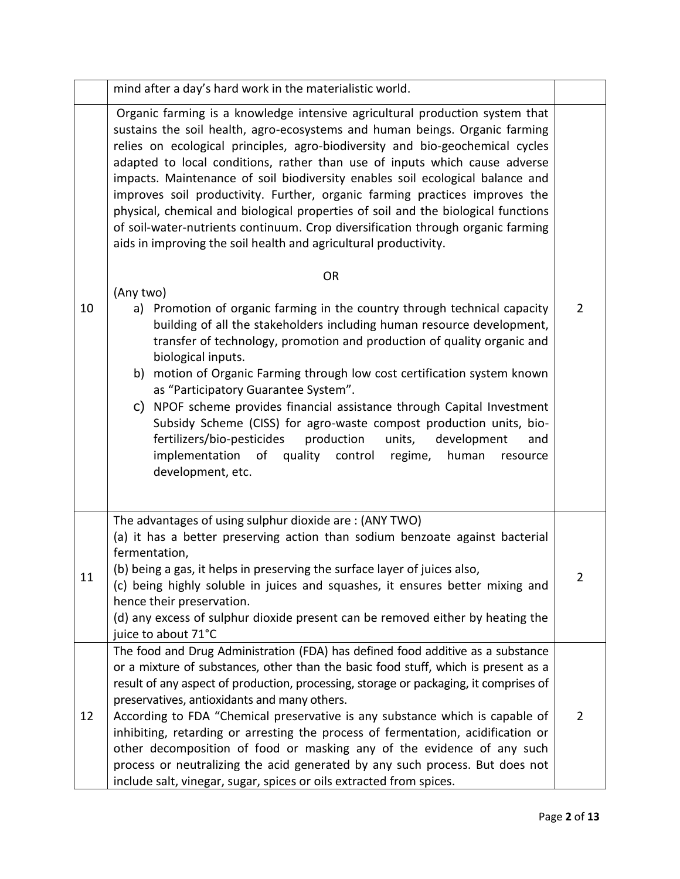|  |  |  |
|---|---|---|
|  | mind after a day's hard work in the materialistic world. |  |
| 10 | Organic farming is a knowledge intensive agricultural production system that sustains the soil health, agro-ecosystems and human beings. Organic farming relies on ecological principles, agro-biodiversity and bio-geochemical cycles adapted to local conditions, rather than use of inputs which cause adverse impacts. Maintenance of soil biodiversity enables soil ecological balance and improves soil productivity. Further, organic farming practices improves the physical, chemical and biological properties of soil and the biological functions of soil-water-nutrients continuum. Crop diversification through organic farming aids in improving the soil health and agricultural productivity.<br><br>OR<br><br>(Any two)<br>a) Promotion of organic farming in the country through technical capacity building of all the stakeholders including human resource development, transfer of technology, promotion and production of quality organic and biological inputs.<br>b) motion of Organic Farming through low cost certification system known as "Participatory Guarantee System".<br>c) NPOF scheme provides financial assistance through Capital Investment Subsidy Scheme (CISS) for agro-waste compost production units, bio-fertilizers/bio-pesticides production units, development and implementation of quality control regime, human resource development, etc. | 2 |
| 11 | The advantages of using sulphur dioxide are : (ANY TWO)<br>(a) it has a better preserving action than sodium benzoate against bacterial fermentation,<br>(b) being a gas, it helps in preserving the surface layer of juices also,<br>(c) being highly soluble in juices and squashes, it ensures better mixing and hence their preservation.<br>(d) any excess of sulphur dioxide present can be removed either by heating the juice to about 71°C | 2 |
| 12 | The food and Drug Administration (FDA) has defined food additive as a substance or a mixture of substances, other than the basic food stuff, which is present as a result of any aspect of production, processing, storage or packaging, it comprises of preservatives, antioxidants and many others.<br>According to FDA "Chemical preservative is any substance which is capable of inhibiting, retarding or arresting the process of fermentation, acidification or other decomposition of food or masking any of the evidence of any such process or neutralizing the acid generated by any such process. But does not include salt, vinegar, sugar, spices or oils extracted from spices. | 2 |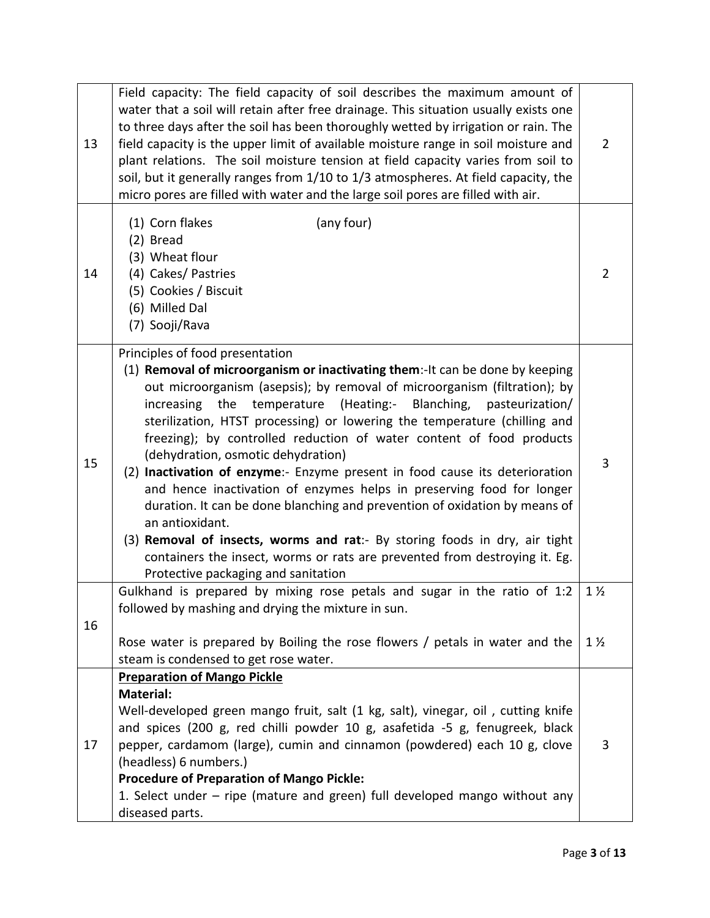| | | |
|---|---|---|
| 13 | Field capacity: The field capacity of soil describes the maximum amount of water that a soil will retain after free drainage. This situation usually exists one to three days after the soil has been thoroughly wetted by irrigation or rain. The field capacity is the upper limit of available moisture range in soil moisture and plant relations. The soil moisture tension at field capacity varies from soil to soil, but it generally ranges from 1/10 to 1/3 atmospheres. At field capacity, the micro pores are filled with water and the large soil pores are filled with air. | 2 |
| 14 | (1) Corn flakes (any four)<br>(2) Bread<br>(3) Wheat flour<br>(4) Cakes/ Pastries<br>(5) Cookies / Biscuit<br>(6) Milled Dal<br>(7) Sooji/Rava | 2 |
| 15 | Principles of food presentation<br>(1) **Removal of microorganism or inactivating them**:-It can be done by keeping out microorganism (asepsis); by removal of microorganism (filtration); by increasing the temperature (Heating:- Blanching, pasteurization/ sterilization, HTST processing) or lowering the temperature (chilling and freezing); by controlled reduction of water content of food products (dehydration, osmotic dehydration)<br>(2) **Inactivation of enzyme**:- Enzyme present in food cause its deterioration and hence inactivation of enzymes helps in preserving food for longer duration. It can be done blanching and prevention of oxidation by means of an antioxidant.<br>(3) **Removal of insects, worms and rat**:- By storing foods in dry, air tight containers the insect, worms or rats are prevented from destroying it. Eg. Protective packaging and sanitation | 3 |
| 16 | Gulkhand is prepared by mixing rose petals and sugar in the ratio of 1:2 followed by mashing and drying the mixture in sun.<br><br>Rose water is prepared by Boiling the rose flowers / petals in water and the steam is condensed to get rose water. | 1 ½<br><br>1 ½ |
| 17 | **Preparation of Mango Pickle**<br>**Material:**<br>Well-developed green mango fruit, salt (1 kg, salt), vinegar, oil , cutting knife and spices (200 g, red chilli powder 10 g, asafetida -5 g, fenugreek, black pepper, cardamom (large), cumin and cinnamon (powdered) each 10 g, clove (headless) 6 numbers.)<br>**Procedure of Preparation of Mango Pickle:**<br>1. Select under – ripe (mature and green) full developed mango without any diseased parts. | 3 |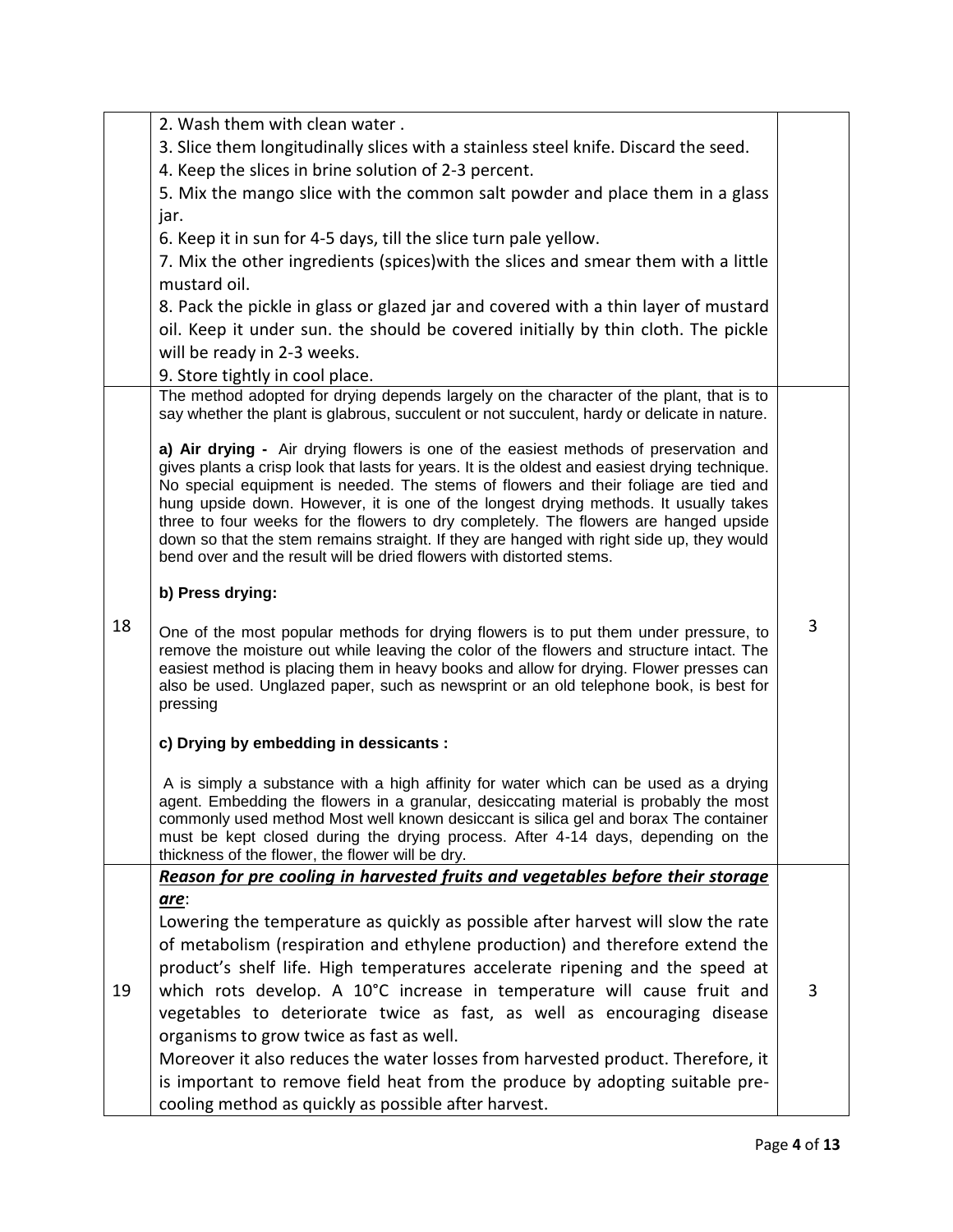| | | |
|---|---|---|
| | 2. Wash them with clean water .<br>3. Slice them longitudinally slices with a stainless steel knife. Discard the seed.<br>4. Keep the slices in brine solution of 2-3 percent.<br>5. Mix the mango slice with the common salt powder and place them in a glass jar.<br>6. Keep it in sun for 4-5 days, till the slice turn pale yellow.<br>7. Mix the other ingredients (spices)with the slices and smear them with a little mustard oil.<br>8. Pack the pickle in glass or glazed jar and covered with a thin layer of mustard oil. Keep it under sun. the should be covered initially by thin cloth. The pickle will be ready in 2-3 weeks.<br>9. Store tightly in cool place. | |
| 18 | The method adopted for drying depends largely on the character of the plant, that is to say whether the plant is glabrous, succulent or not succulent, hardy or delicate in nature.<br><br>**a) Air drying -** Air drying flowers is one of the easiest methods of preservation and gives plants a crisp look that lasts for years. It is the oldest and easiest drying technique. No special equipment is needed. The stems of flowers and their foliage are tied and hung upside down. However, it is one of the longest drying methods. It usually takes three to four weeks for the flowers to dry completely. The flowers are hanged upside down so that the stem remains straight. If they are hanged with right side up, they would bend over and the result will be dried flowers with distorted stems.<br><br>**b) Press drying:**<br><br>One of the most popular methods for drying flowers is to put them under pressure, to remove the moisture out while leaving the color of the flowers and structure intact. The easiest method is placing them in heavy books and allow for drying. Flower presses can also be used. Unglazed paper, such as newsprint or an old telephone book, is best for pressing<br><br>**c) Drying by embedding in dessicants :**<br><br>A is simply a substance with a high affinity for water which can be used as a drying agent. Embedding the flowers in a granular, desiccating material is probably the most commonly used method Most well known desiccant is silica gel and borax The container must be kept closed during the drying process. After 4-14 days, depending on the thickness of the flower, the flower will be dry. | 3 |
| 19 | ***Reason for pre cooling in harvested fruits and vegetables before their storage are***:<br>Lowering the temperature as quickly as possible after harvest will slow the rate of metabolism (respiration and ethylene production) and therefore extend the product's shelf life. High temperatures accelerate ripening and the speed at which rots develop. A 10°C increase in temperature will cause fruit and vegetables to deteriorate twice as fast, as well as encouraging disease organisms to grow twice as fast as well.<br>Moreover it also reduces the water losses from harvested product. Therefore, it is important to remove field heat from the produce by adopting suitable pre-cooling method as quickly as possible after harvest. | 3 |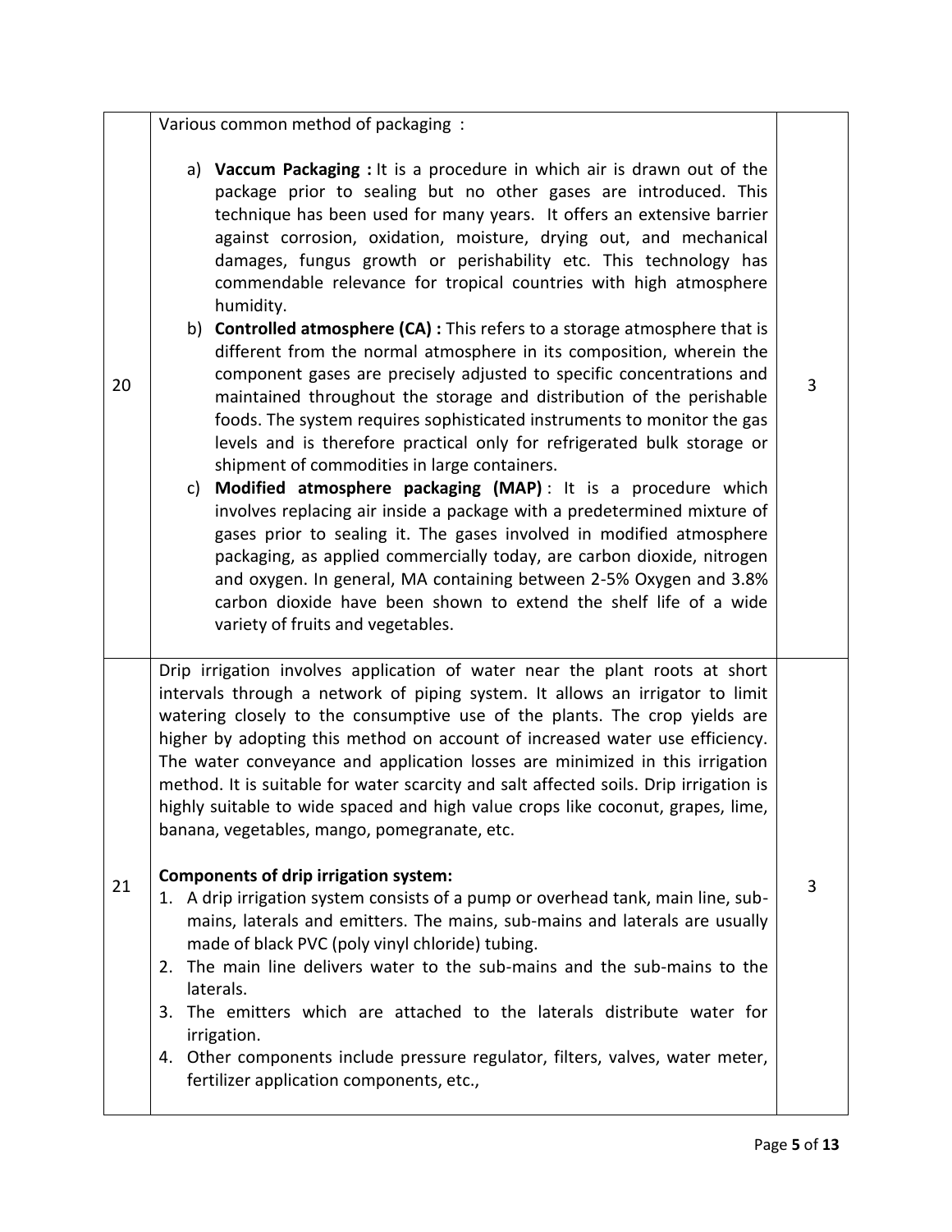| | | |
|---|---|---|
| 20 | Various common method of packaging :<br><br>a) **Vaccum Packaging :** It is a procedure in which air is drawn out of the package prior to sealing but no other gases are introduced. This technique has been used for many years. It offers an extensive barrier against corrosion, oxidation, moisture, drying out, and mechanical damages, fungus growth or perishability etc. This technology has commendable relevance for tropical countries with high atmosphere humidity.<br>b) **Controlled atmosphere (CA) :** This refers to a storage atmosphere that is different from the normal atmosphere in its composition, wherein the component gases are precisely adjusted to specific concentrations and maintained throughout the storage and distribution of the perishable foods. The system requires sophisticated instruments to monitor the gas levels and is therefore practical only for refrigerated bulk storage or shipment of commodities in large containers.<br>c) **Modified atmosphere packaging (MAP)** : It is a procedure which involves replacing air inside a package with a predetermined mixture of gases prior to sealing it. The gases involved in modified atmosphere packaging, as applied commercially today, are carbon dioxide, nitrogen and oxygen. In general, MA containing between 2-5% Oxygen and 3.8% carbon dioxide have been shown to extend the shelf life of a wide variety of fruits and vegetables. | 3 |
| 21 | Drip irrigation involves application of water near the plant roots at short intervals through a network of piping system. It allows an irrigator to limit watering closely to the consumptive use of the plants. The crop yields are higher by adopting this method on account of increased water use efficiency. The water conveyance and application losses are minimized in this irrigation method. It is suitable for water scarcity and salt affected soils. Drip irrigation is highly suitable to wide spaced and high value crops like coconut, grapes, lime, banana, vegetables, mango, pomegranate, etc.<br><br>**Components of drip irrigation system:**<br>1. A drip irrigation system consists of a pump or overhead tank, main line, sub-mains, laterals and emitters. The mains, sub-mains and laterals are usually made of black PVC (poly vinyl chloride) tubing.<br>2. The main line delivers water to the sub-mains and the sub-mains to the laterals.<br>3. The emitters which are attached to the laterals distribute water for irrigation.<br>4. Other components include pressure regulator, filters, valves, water meter, fertilizer application components, etc., | 3 |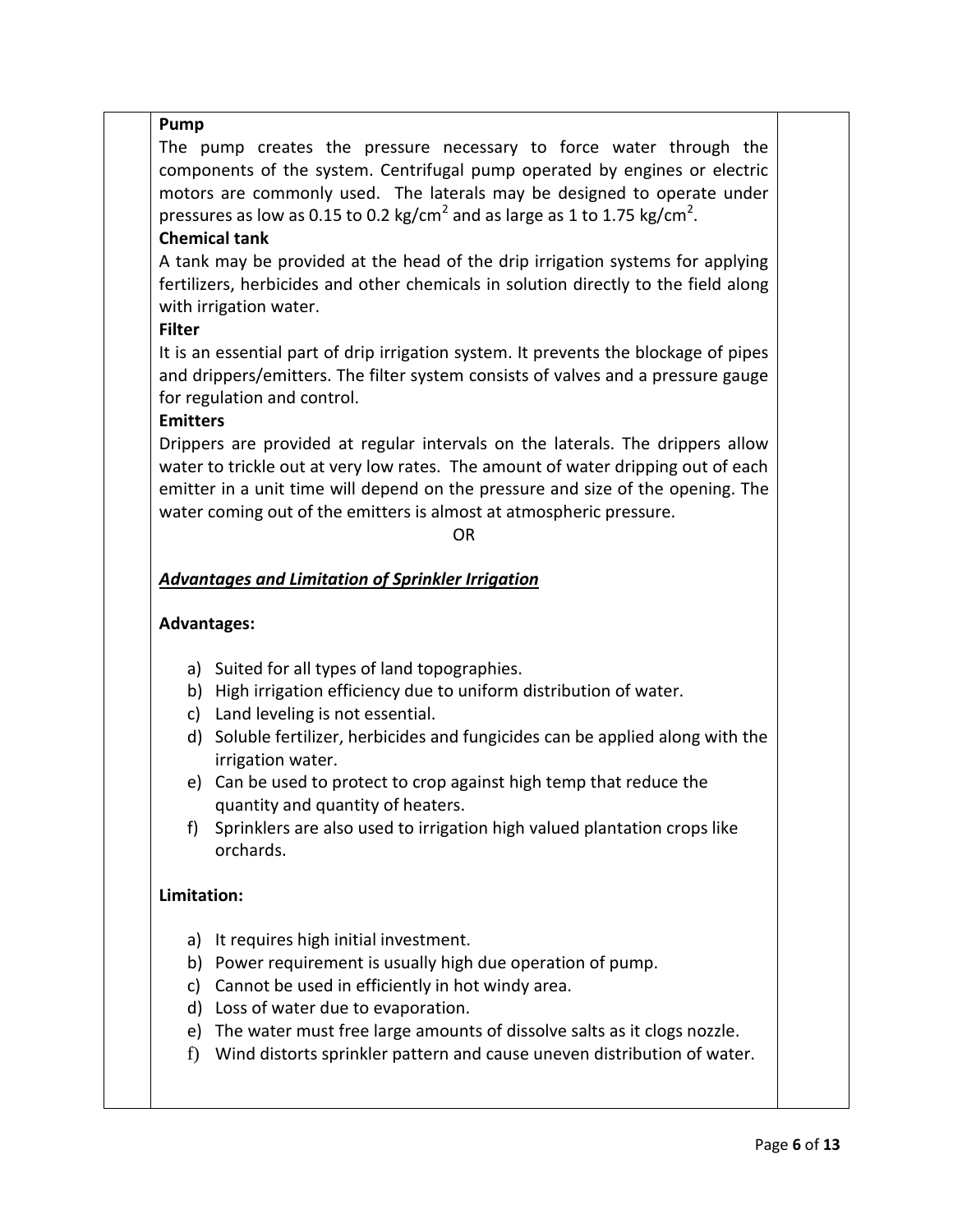**Pump**

The pump creates the pressure necessary to force water through the components of the system. Centrifugal pump operated by engines or electric motors are commonly used. The laterals may be designed to operate under pressures as low as 0.15 to 0.2 kg/cm$^2$ and as large as 1 to 1.75 kg/cm$^2$.

**Chemical tank**

A tank may be provided at the head of the drip irrigation systems for applying fertilizers, herbicides and other chemicals in solution directly to the field along with irrigation water.

**Filter**

It is an essential part of drip irrigation system. It prevents the blockage of pipes and drippers/emitters. The filter system consists of valves and a pressure gauge for regulation and control.

**Emitters**

Drippers are provided at regular intervals on the laterals. The drippers allow water to trickle out at very low rates. The amount of water dripping out of each emitter in a unit time will depend on the pressure and size of the opening. The water coming out of the emitters is almost at atmospheric pressure.

OR

***Advantages and Limitation of Sprinkler Irrigation***

**Advantages:**

a) Suited for all types of land topographies.
b) High irrigation efficiency due to uniform distribution of water.
c) Land leveling is not essential.
d) Soluble fertilizer, herbicides and fungicides can be applied along with the irrigation water.
e) Can be used to protect to crop against high temp that reduce the quantity and quantity of heaters.
f) Sprinklers are also used to irrigation high valued plantation crops like orchards.

**Limitation:**

a) It requires high initial investment.
b) Power requirement is usually high due operation of pump.
c) Cannot be used in efficiently in hot windy area.
d) Loss of water due to evaporation.
e) The water must free large amounts of dissolve salts as it clogs nozzle.
f) Wind distorts sprinkler pattern and cause uneven distribution of water.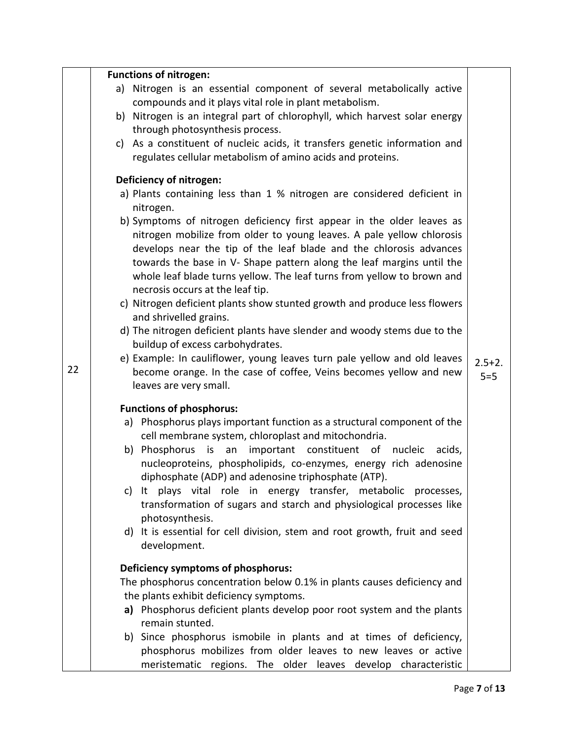| 22 | **Functions of nitrogen:**<br>a) Nitrogen is an essential component of several metabolically active compounds and it plays vital role in plant metabolism.<br>b) Nitrogen is an integral part of chlorophyll, which harvest solar energy through photosynthesis process.<br>c) As a constituent of nucleic acids, it transfers genetic information and regulates cellular metabolism of amino acids and proteins.<br><br>**Deficiency of nitrogen:**<br>a) Plants containing less than 1 % nitrogen are considered deficient in nitrogen.<br>b) Symptoms of nitrogen deficiency first appear in the older leaves as nitrogen mobilize from older to young leaves. A pale yellow chlorosis develops near the tip of the leaf blade and the chlorosis advances towards the base in V- Shape pattern along the leaf margins until the whole leaf blade turns yellow. The leaf turns from yellow to brown and necrosis occurs at the leaf tip.<br>c) Nitrogen deficient plants show stunted growth and produce less flowers and shrivelled grains.<br>d) The nitrogen deficient plants have slender and woody stems due to the buildup of excess carbohydrates.<br>e) Example: In cauliflower, young leaves turn pale yellow and old leaves become orange. In the case of coffee, Veins becomes yellow and new leaves are very small.<br><br>**Functions of phosphorus:**<br>a) Phosphorus plays important function as a structural component of the cell membrane system, chloroplast and mitochondria.<br>b) Phosphorus is an important constituent of nucleic acids, nucleoproteins, phospholipids, co-enzymes, energy rich adenosine diphosphate (ADP) and adenosine triphosphate (ATP).<br>c) It plays vital role in energy transfer, metabolic processes, transformation of sugars and starch and physiological processes like photosynthesis.<br>d) It is essential for cell division, stem and root growth, fruit and seed development.<br><br>**Deficiency symptoms of phosphorus:**<br>The phosphorus concentration below 0.1% in plants causes deficiency and the plants exhibit deficiency symptoms.<br>**a)** Phosphorus deficient plants develop poor root system and the plants remain stunted.<br>b) Since phosphorus ismobile in plants and at times of deficiency, phosphorus mobilizes from older leaves to new leaves or active meristematic regions. The older leaves develop characteristic | 2.5+2.5=5 |
|---|---|---|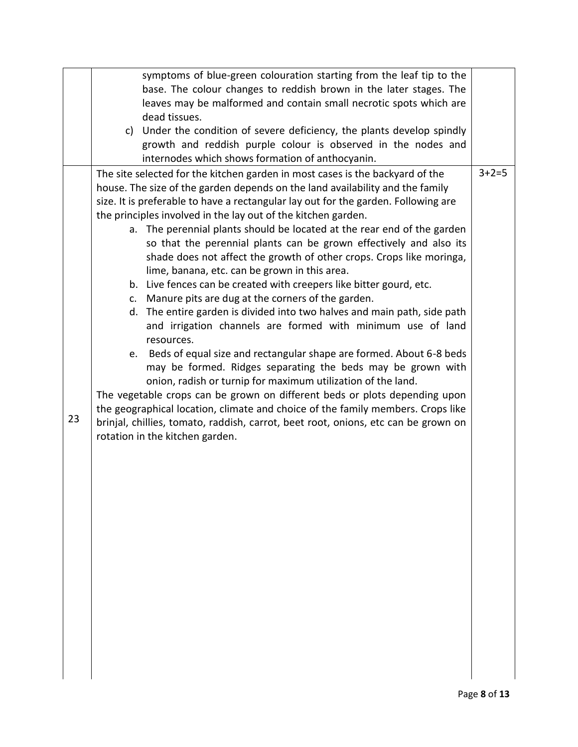| | | |
|---|---|---|
| | symptoms of blue-green colouration starting from the leaf tip to the base. The colour changes to reddish brown in the later stages. The leaves may be malformed and contain small necrotic spots which are dead tissues.<br>c) Under the condition of severe deficiency, the plants develop spindly growth and reddish purple colour is observed in the nodes and internodes which shows formation of anthocyanin. | |
| 23 | The site selected for the kitchen garden in most cases is the backyard of the house. The size of the garden depends on the land availability and the family size. It is preferable to have a rectangular lay out for the garden. Following are the principles involved in the lay out of the kitchen garden.<br>a. The perennial plants should be located at the rear end of the garden so that the perennial plants can be grown effectively and also its shade does not affect the growth of other crops. Crops like moringa, lime, banana, etc. can be grown in this area.<br>b. Live fences can be created with creepers like bitter gourd, etc.<br>c. Manure pits are dug at the corners of the garden.<br>d. The entire garden is divided into two halves and main path, side path and irrigation channels are formed with minimum use of land resources.<br>e. Beds of equal size and rectangular shape are formed. About 6-8 beds may be formed. Ridges separating the beds may be grown with onion, radish or turnip for maximum utilization of the land.<br>The vegetable crops can be grown on different beds or plots depending upon the geographical location, climate and choice of the family members. Crops like brinjal, chillies, tomato, raddish, carrot, beet root, onions, etc can be grown on rotation in the kitchen garden. | 3+2=5 |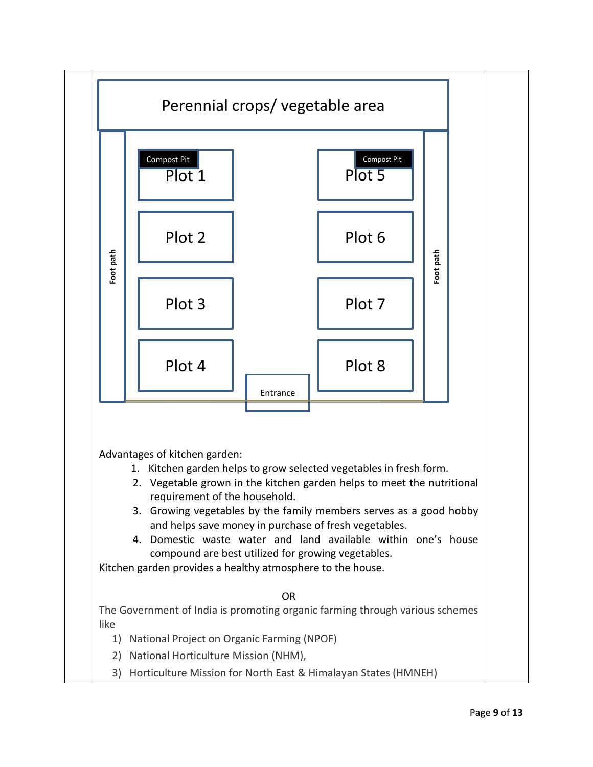Perennial crops/ vegetable area

Foot path | Compost Pit Plot 1 | Compost Pit Plot 5 | Foot path

Plot 2 | Plot 6

Plot 3 | Plot 7

Plot 4 | Entrance | Plot 8

Advantages of kitchen garden:

1. Kitchen garden helps to grow selected vegetables in fresh form.
2. Vegetable grown in the kitchen garden helps to meet the nutritional requirement of the household.
3. Growing vegetables by the family members serves as a good hobby and helps save money in purchase of fresh vegetables.
4. Domestic waste water and land available within one's house compound are best utilized for growing vegetables.

Kitchen garden provides a healthy atmosphere to the house.

OR

The Government of India is promoting organic farming through various schemes like

1) National Project on Organic Farming (NPOF)
2) National Horticulture Mission (NHM),
3) Horticulture Mission for North East & Himalayan States (HMNEH)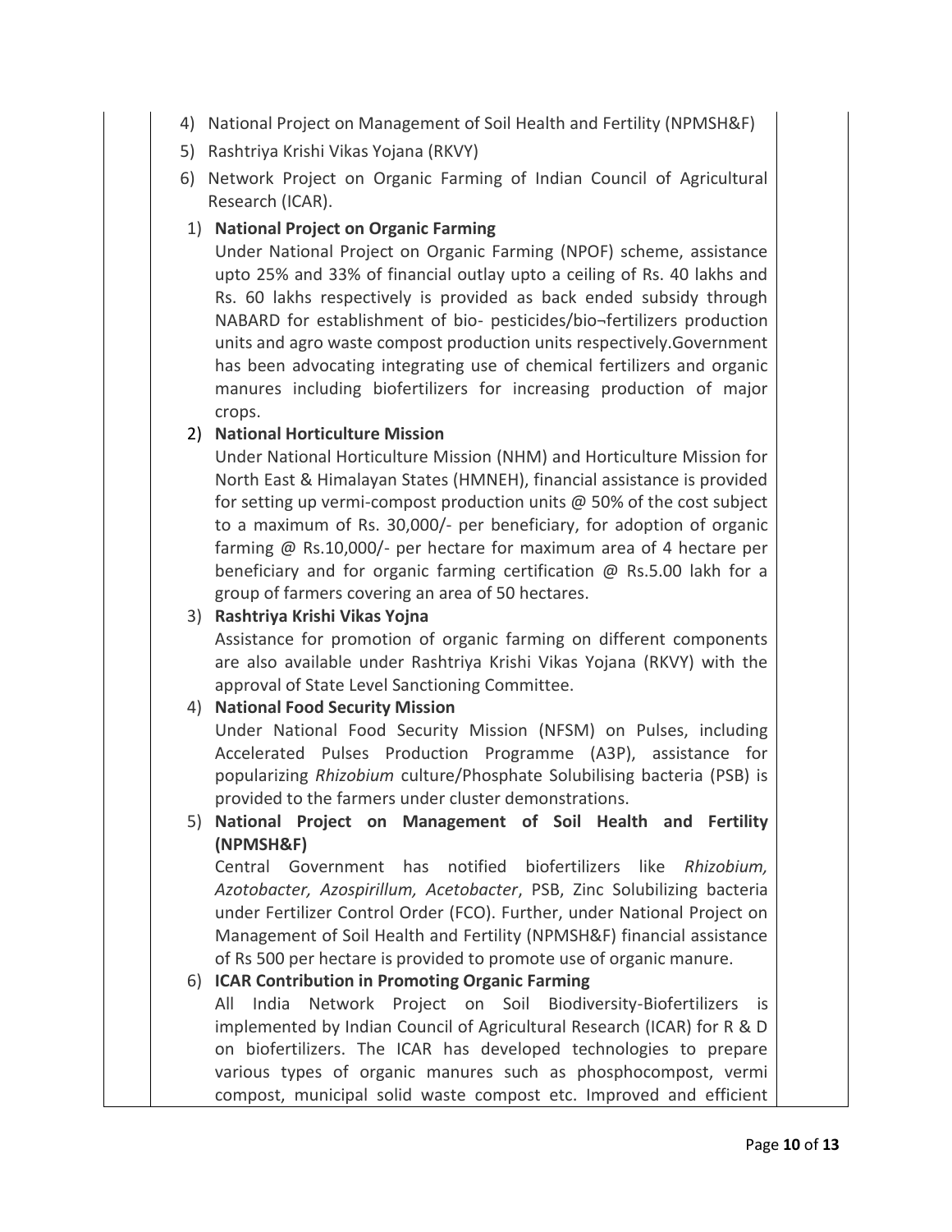4) National Project on Management of Soil Health and Fertility (NPMSH&F)
5) Rashtriya Krishi Vikas Yojana (RKVY)
6) Network Project on Organic Farming of Indian Council of Agricultural Research (ICAR).

1) **National Project on Organic Farming**

Under National Project on Organic Farming (NPOF) scheme, assistance upto 25% and 33% of financial outlay upto a ceiling of Rs. 40 lakhs and Rs. 60 lakhs respectively is provided as back ended subsidy through NABARD for establishment of bio- pesticides/bio¬fertilizers production units and agro waste compost production units respectively.Government has been advocating integrating use of chemical fertilizers and organic manures including biofertilizers for increasing production of major crops.

2) **National Horticulture Mission**

Under National Horticulture Mission (NHM) and Horticulture Mission for North East & Himalayan States (HMNEH), financial assistance is provided for setting up vermi-compost production units @ 50% of the cost subject to a maximum of Rs. 30,000/- per beneficiary, for adoption of organic farming @ Rs.10,000/- per hectare for maximum area of 4 hectare per beneficiary and for organic farming certification @ Rs.5.00 lakh for a group of farmers covering an area of 50 hectares.

3) **Rashtriya Krishi Vikas Yojna**

Assistance for promotion of organic farming on different components are also available under Rashtriya Krishi Vikas Yojana (RKVY) with the approval of State Level Sanctioning Committee.

4) **National Food Security Mission**

Under National Food Security Mission (NFSM) on Pulses, including Accelerated Pulses Production Programme (A3P), assistance for popularizing *Rhizobium* culture/Phosphate Solubilising bacteria (PSB) is provided to the farmers under cluster demonstrations.

5) **National Project on Management of Soil Health and Fertility (NPMSH&F)**

Central Government has notified biofertilizers like *Rhizobium, Azotobacter, Azospirillum, Acetobacter*, PSB, Zinc Solubilizing bacteria under Fertilizer Control Order (FCO). Further, under National Project on Management of Soil Health and Fertility (NPMSH&F) financial assistance of Rs 500 per hectare is provided to promote use of organic manure.

6) **ICAR Contribution in Promoting Organic Farming**

All India Network Project on Soil Biodiversity-Biofertilizers is implemented by Indian Council of Agricultural Research (ICAR) for R & D on biofertilizers. The ICAR has developed technologies to prepare various types of organic manures such as phosphocompost, vermi compost, municipal solid waste compost etc. Improved and efficient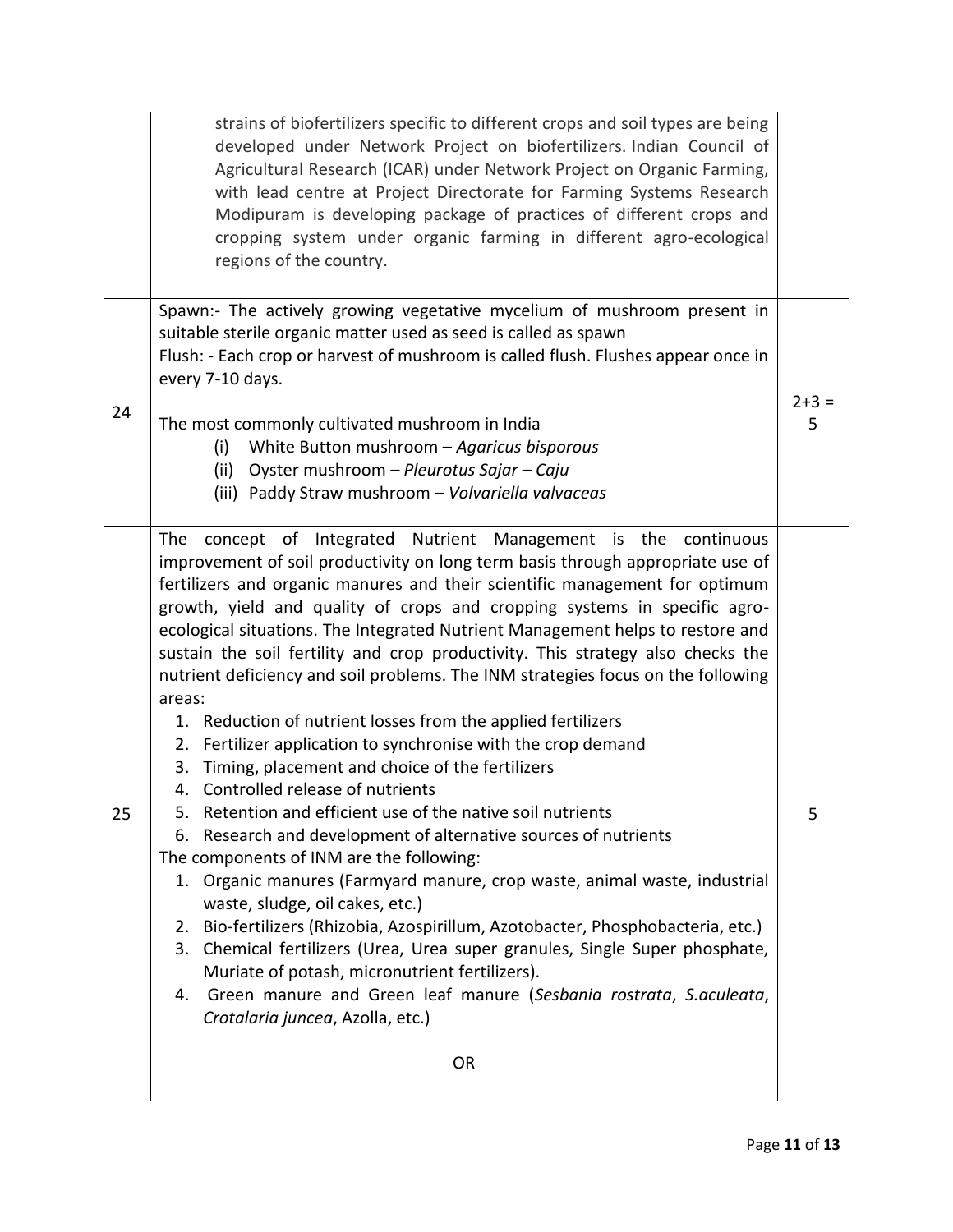| | | |
|---|---|---|
| | strains of biofertilizers specific to different crops and soil types are being developed under Network Project on biofertilizers. Indian Council of Agricultural Research (ICAR) under Network Project on Organic Farming, with lead centre at Project Directorate for Farming Systems Research Modipuram is developing package of practices of different crops and cropping system under organic farming in different agro-ecological regions of the country. | |
| 24 | Spawn:- The actively growing vegetative mycelium of mushroom present in suitable sterile organic matter used as seed is called as spawn<br>Flush: - Each crop or harvest of mushroom is called flush. Flushes appear once in every 7-10 days.<br><br>The most commonly cultivated mushroom in India<br>(i) White Button mushroom – *Agaricus bisporous*<br>(ii) Oyster mushroom – *Pleurotus Sajar – Caju*<br>(iii) Paddy Straw mushroom – *Volvariella valvaceas* | 2+3 = 5 |
| 25 | The concept of Integrated Nutrient Management is the continuous improvement of soil productivity on long term basis through appropriate use of fertilizers and organic manures and their scientific management for optimum growth, yield and quality of crops and cropping systems in specific agro-ecological situations. The Integrated Nutrient Management helps to restore and sustain the soil fertility and crop productivity. This strategy also checks the nutrient deficiency and soil problems. The INM strategies focus on the following areas:<br>1. Reduction of nutrient losses from the applied fertilizers<br>2. Fertilizer application to synchronise with the crop demand<br>3. Timing, placement and choice of the fertilizers<br>4. Controlled release of nutrients<br>5. Retention and efficient use of the native soil nutrients<br>6. Research and development of alternative sources of nutrients<br>The components of INM are the following:<br>1. Organic manures (Farmyard manure, crop waste, animal waste, industrial waste, sludge, oil cakes, etc.)<br>2. Bio-fertilizers (Rhizobia, Azospirillum, Azotobacter, Phosphobacteria, etc.)<br>3. Chemical fertilizers (Urea, Urea super granules, Single Super phosphate, Muriate of potash, micronutrient fertilizers).<br>4. Green manure and Green leaf manure (*Sesbania rostrata*, *S.aculeata*, *Crotalaria juncea*, Azolla, etc.)<br><br>OR | 5 |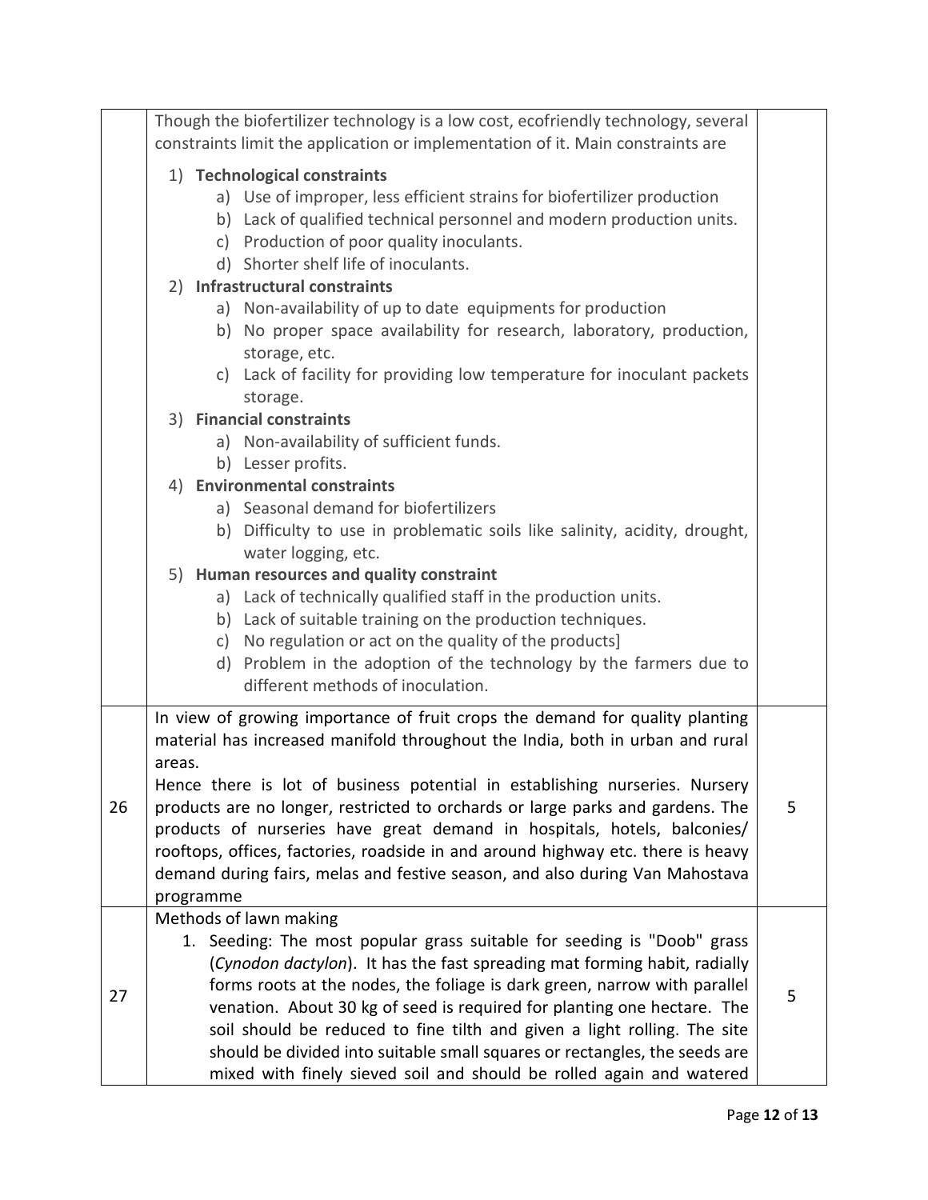| | | |
|---|---|---|
| | Though the biofertilizer technology is a low cost, ecofriendly technology, several constraints limit the application or implementation of it. Main constraints are<br><br>1) **Technological constraints**<br>a) Use of improper, less efficient strains for biofertilizer production<br>b) Lack of qualified technical personnel and modern production units.<br>c) Production of poor quality inoculants.<br>d) Shorter shelf life of inoculants.<br>2) **Infrastructural constraints**<br>a) Non-availability of up to date equipments for production<br>b) No proper space availability for research, laboratory, production, storage, etc.<br>c) Lack of facility for providing low temperature for inoculant packets storage.<br>3) **Financial constraints**<br>a) Non-availability of sufficient funds.<br>b) Lesser profits.<br>4) **Environmental constraints**<br>a) Seasonal demand for biofertilizers<br>b) Difficulty to use in problematic soils like salinity, acidity, drought, water logging, etc.<br>5) **Human resources and quality constraint**<br>a) Lack of technically qualified staff in the production units.<br>b) Lack of suitable training on the production techniques.<br>c) No regulation or act on the quality of the products]<br>d) Problem in the adoption of the technology by the farmers due to different methods of inoculation. | |
| 26 | In view of growing importance of fruit crops the demand for quality planting material has increased manifold throughout the India, both in urban and rural areas.<br>Hence there is lot of business potential in establishing nurseries. Nursery products are no longer, restricted to orchards or large parks and gardens. The products of nurseries have great demand in hospitals, hotels, balconies/ rooftops, offices, factories, roadside in and around highway etc. there is heavy demand during fairs, melas and festive season, and also during Van Mahostava programme | 5 |
| 27 | Methods of lawn making<br>1. Seeding: The most popular grass suitable for seeding is "Doob" grass (*Cynodon dactylon*). It has the fast spreading mat forming habit, radially forms roots at the nodes, the foliage is dark green, narrow with parallel venation. About 30 kg of seed is required for planting one hectare. The soil should be reduced to fine tilth and given a light rolling. The site should be divided into suitable small squares or rectangles, the seeds are mixed with finely sieved soil and should be rolled again and watered | 5 |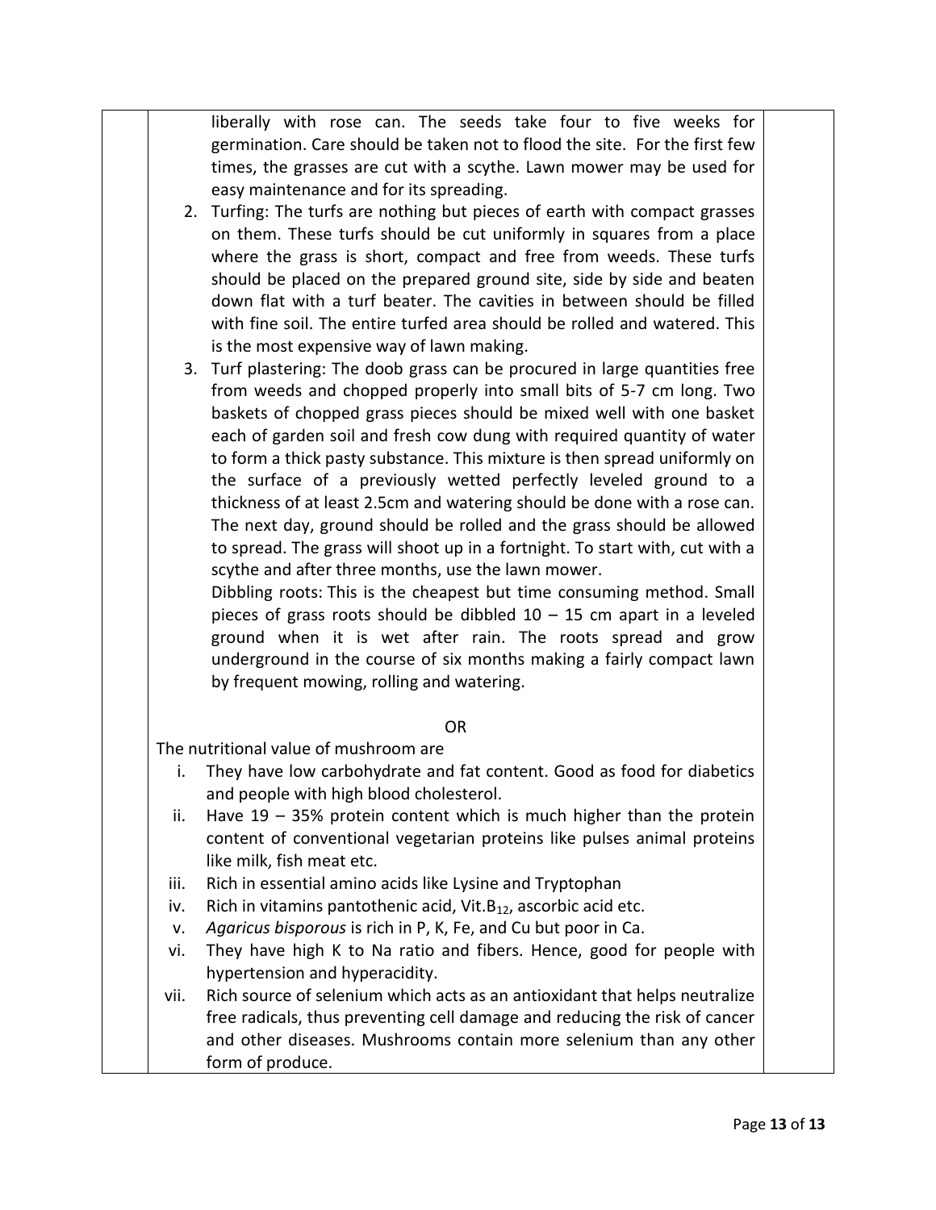liberally with rose can. The seeds take four to five weeks for germination. Care should be taken not to flood the site. For the first few times, the grasses are cut with a scythe. Lawn mower may be used for easy maintenance and for its spreading.

2. Turfing: The turfs are nothing but pieces of earth with compact grasses on them. These turfs should be cut uniformly in squares from a place where the grass is short, compact and free from weeds. These turfs should be placed on the prepared ground site, side by side and beaten down flat with a turf beater. The cavities in between should be filled with fine soil. The entire turfed area should be rolled and watered. This is the most expensive way of lawn making.
3. Turf plastering: The doob grass can be procured in large quantities free from weeds and chopped properly into small bits of 5-7 cm long. Two baskets of chopped grass pieces should be mixed well with one basket each of garden soil and fresh cow dung with required quantity of water to form a thick pasty substance. This mixture is then spread uniformly on the surface of a previously wetted perfectly leveled ground to a thickness of at least 2.5cm and watering should be done with a rose can. The next day, ground should be rolled and the grass should be allowed to spread. The grass will shoot up in a fortnight. To start with, cut with a scythe and after three months, use the lawn mower.

   Dibbling roots: This is the cheapest but time consuming method. Small pieces of grass roots should be dibbled 10 – 15 cm apart in a leveled ground when it is wet after rain. The roots spread and grow underground in the course of six months making a fairly compact lawn by frequent mowing, rolling and watering.

OR

The nutritional value of mushroom are

i. They have low carbohydrate and fat content. Good as food for diabetics and people with high blood cholesterol.
ii. Have 19 – 35% protein content which is much higher than the protein content of conventional vegetarian proteins like pulses animal proteins like milk, fish meat etc.
iii. Rich in essential amino acids like Lysine and Tryptophan
iv. Rich in vitamins pantothenic acid, Vit.$B_{12}$, ascorbic acid etc.
v. *Agaricus bisporous* is rich in P, K, Fe, and Cu but poor in Ca.
vi. They have high K to Na ratio and fibers. Hence, good for people with hypertension and hyperacidity.
vii. Rich source of selenium which acts as an antioxidant that helps neutralize free radicals, thus preventing cell damage and reducing the risk of cancer and other diseases. Mushrooms contain more selenium than any other form of produce.